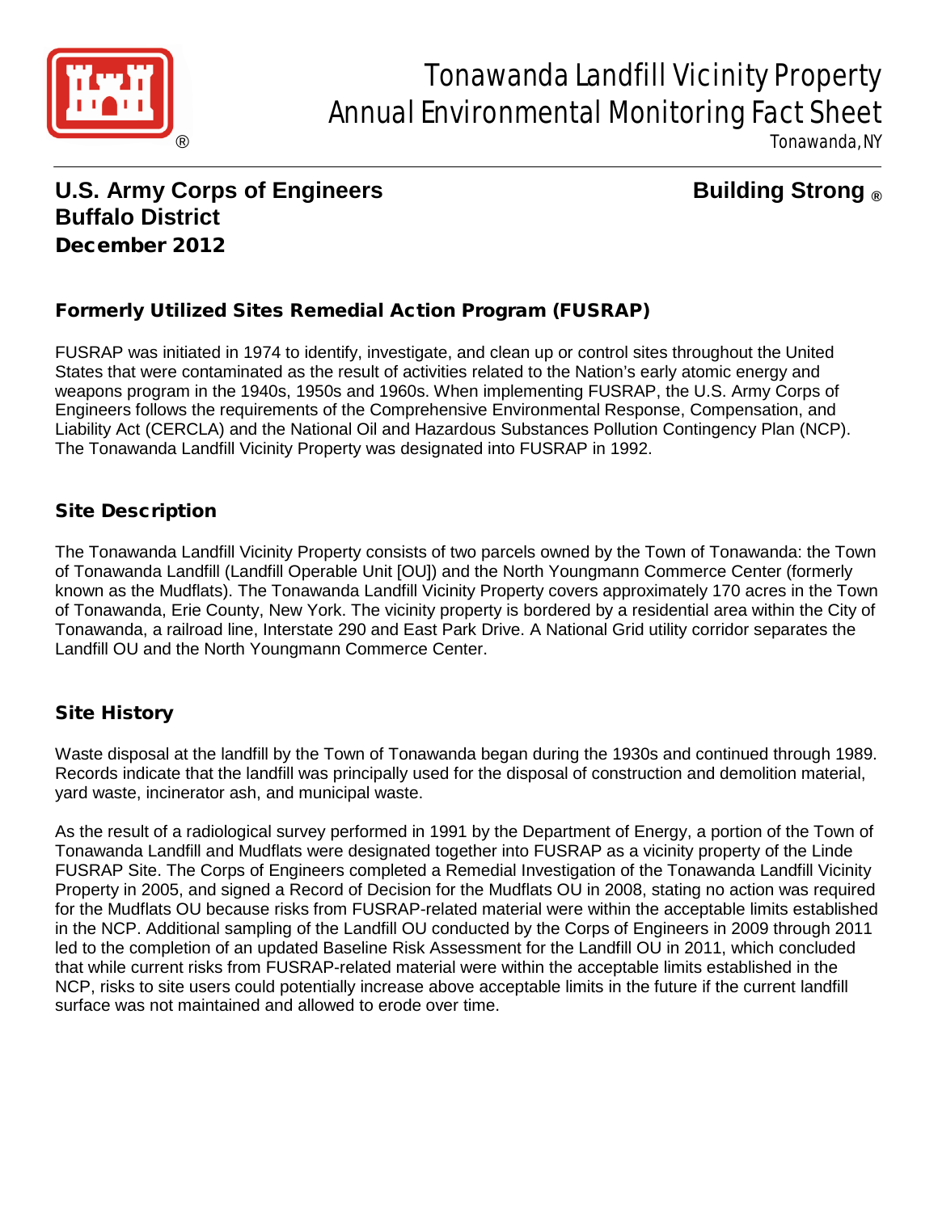# Tonawanda Landfill Vicinity Property Annual Environmental Monitoring Fact Sheet

Tonawanda, NY

**U.S. Army Corps of Engineers**
**Buffalo District**
**December 2012**

**Building Strong ®**

## Formerly Utilized Sites Remedial Action Program (FUSRAP)

FUSRAP was initiated in 1974 to identify, investigate, and clean up or control sites throughout the United States that were contaminated as the result of activities related to the Nation's early atomic energy and weapons program in the 1940s, 1950s and 1960s. When implementing FUSRAP, the U.S. Army Corps of Engineers follows the requirements of the Comprehensive Environmental Response, Compensation, and Liability Act (CERCLA) and the National Oil and Hazardous Substances Pollution Contingency Plan (NCP). The Tonawanda Landfill Vicinity Property was designated into FUSRAP in 1992.

## Site Description

The Tonawanda Landfill Vicinity Property consists of two parcels owned by the Town of Tonawanda: the Town of Tonawanda Landfill (Landfill Operable Unit [OU]) and the North Youngmann Commerce Center (formerly known as the Mudflats). The Tonawanda Landfill Vicinity Property covers approximately 170 acres in the Town of Tonawanda, Erie County, New York. The vicinity property is bordered by a residential area within the City of Tonawanda, a railroad line, Interstate 290 and East Park Drive. A National Grid utility corridor separates the Landfill OU and the North Youngmann Commerce Center.

## Site History

Waste disposal at the landfill by the Town of Tonawanda began during the 1930s and continued through 1989. Records indicate that the landfill was principally used for the disposal of construction and demolition material, yard waste, incinerator ash, and municipal waste.

As the result of a radiological survey performed in 1991 by the Department of Energy, a portion of the Town of Tonawanda Landfill and Mudflats were designated together into FUSRAP as a vicinity property of the Linde FUSRAP Site. The Corps of Engineers completed a Remedial Investigation of the Tonawanda Landfill Vicinity Property in 2005, and signed a Record of Decision for the Mudflats OU in 2008, stating no action was required for the Mudflats OU because risks from FUSRAP-related material were within the acceptable limits established in the NCP. Additional sampling of the Landfill OU conducted by the Corps of Engineers in 2009 through 2011 led to the completion of an updated Baseline Risk Assessment for the Landfill OU in 2011, which concluded that while current risks from FUSRAP-related material were within the acceptable limits established in the NCP, risks to site users could potentially increase above acceptable limits in the future if the current landfill surface was not maintained and allowed to erode over time.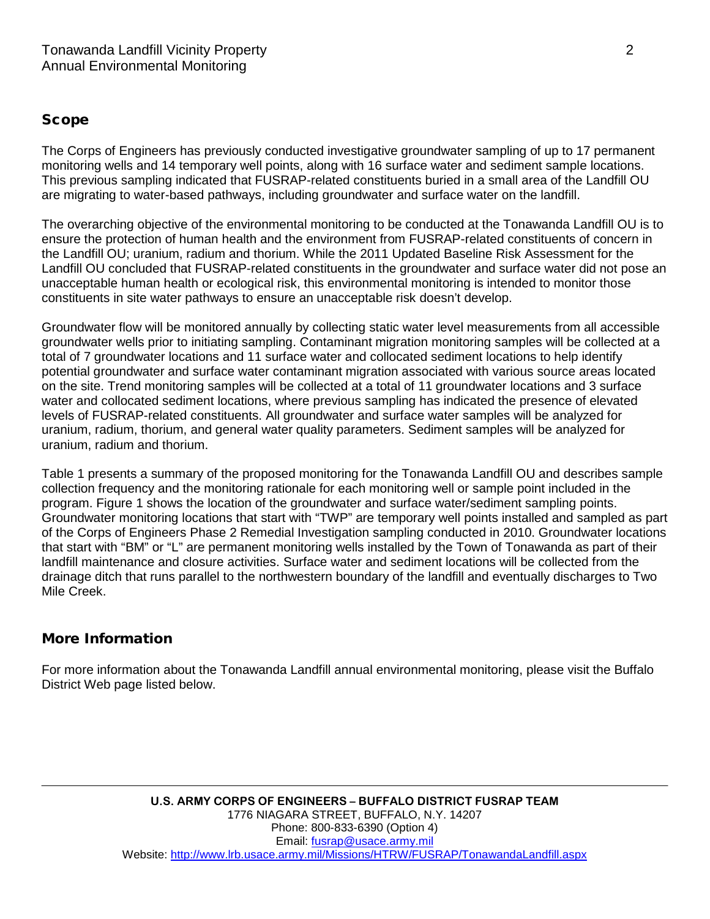## Scope

The Corps of Engineers has previously conducted investigative groundwater sampling of up to 17 permanent monitoring wells and 14 temporary well points, along with 16 surface water and sediment sample locations. This previous sampling indicated that FUSRAP-related constituents buried in a small area of the Landfill OU are migrating to water-based pathways, including groundwater and surface water on the landfill.

The overarching objective of the environmental monitoring to be conducted at the Tonawanda Landfill OU is to ensure the protection of human health and the environment from FUSRAP-related constituents of concern in the Landfill OU; uranium, radium and thorium. While the 2011 Updated Baseline Risk Assessment for the Landfill OU concluded that FUSRAP-related constituents in the groundwater and surface water did not pose an unacceptable human health or ecological risk, this environmental monitoring is intended to monitor those constituents in site water pathways to ensure an unacceptable risk doesn't develop.

Groundwater flow will be monitored annually by collecting static water level measurements from all accessible groundwater wells prior to initiating sampling. Contaminant migration monitoring samples will be collected at a total of 7 groundwater locations and 11 surface water and collocated sediment locations to help identify potential groundwater and surface water contaminant migration associated with various source areas located on the site. Trend monitoring samples will be collected at a total of 11 groundwater locations and 3 surface water and collocated sediment locations, where previous sampling has indicated the presence of elevated levels of FUSRAP-related constituents. All groundwater and surface water samples will be analyzed for uranium, radium, thorium, and general water quality parameters. Sediment samples will be analyzed for uranium, radium and thorium.

Table 1 presents a summary of the proposed monitoring for the Tonawanda Landfill OU and describes sample collection frequency and the monitoring rationale for each monitoring well or sample point included in the program. Figure 1 shows the location of the groundwater and surface water/sediment sampling points. Groundwater monitoring locations that start with "TWP" are temporary well points installed and sampled as part of the Corps of Engineers Phase 2 Remedial Investigation sampling conducted in 2010. Groundwater locations that start with "BM" or "L" are permanent monitoring wells installed by the Town of Tonawanda as part of their landfill maintenance and closure activities. Surface water and sediment locations will be collected from the drainage ditch that runs parallel to the northwestern boundary of the landfill and eventually discharges to Two Mile Creek.

## More Information

For more information about the Tonawanda Landfill annual environmental monitoring, please visit the Buffalo District Web page listed below.

**U.S. ARMY CORPS OF ENGINEERS – BUFFALO DISTRICT FUSRAP TEAM**
1776 NIAGARA STREET, BUFFALO, N.Y. 14207
Phone: 800-833-6390 (Option 4)
Email: fusrap@usace.army.mil
Website: http://www.lrb.usace.army.mil/Missions/HTRW/FUSRAP/TonawandaLandfill.aspx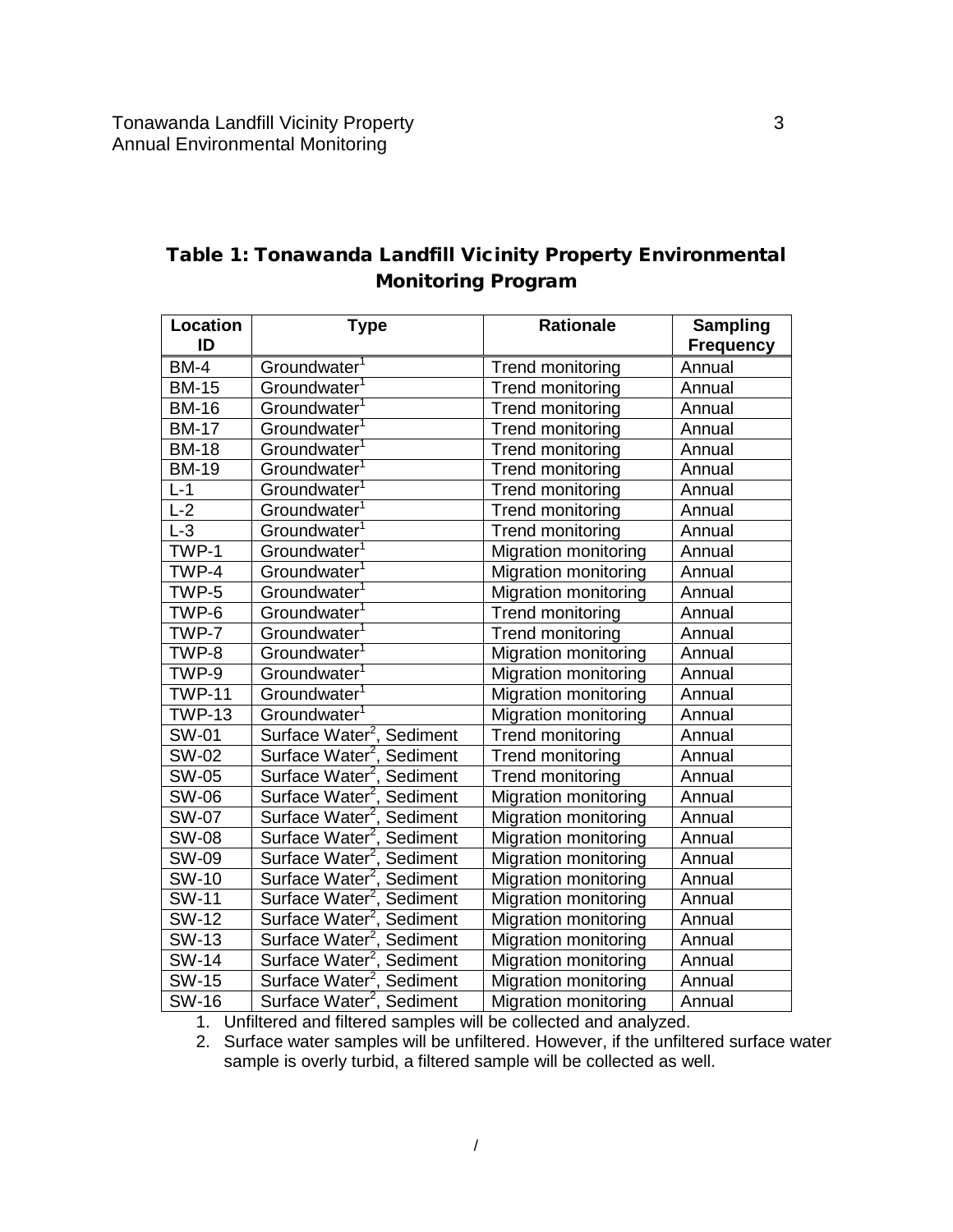## Table 1: Tonawanda Landfill Vicinity Property Environmental Monitoring Program

| Location ID | Type | Rationale | Sampling Frequency |
|---|---|---|---|
| BM-4 | Groundwater[1] | Trend monitoring | Annual |
| BM-15 | Groundwater[1] | Trend monitoring | Annual |
| BM-16 | Groundwater[1] | Trend monitoring | Annual |
| BM-17 | Groundwater[1] | Trend monitoring | Annual |
| BM-18 | Groundwater[1] | Trend monitoring | Annual |
| BM-19 | Groundwater[1] | Trend monitoring | Annual |
| L-1 | Groundwater[1] | Trend monitoring | Annual |
| L-2 | Groundwater[1] | Trend monitoring | Annual |
| L-3 | Groundwater[1] | Trend monitoring | Annual |
| TWP-1 | Groundwater[1] | Migration monitoring | Annual |
| TWP-4 | Groundwater[1] | Migration monitoring | Annual |
| TWP-5 | Groundwater[1] | Migration monitoring | Annual |
| TWP-6 | Groundwater[1] | Trend monitoring | Annual |
| TWP-7 | Groundwater[1] | Trend monitoring | Annual |
| TWP-8 | Groundwater[1] | Migration monitoring | Annual |
| TWP-9 | Groundwater[1] | Migration monitoring | Annual |
| TWP-11 | Groundwater[1] | Migration monitoring | Annual |
| TWP-13 | Groundwater[1] | Migration monitoring | Annual |
| SW-01 | Surface Water[2], Sediment | Trend monitoring | Annual |
| SW-02 | Surface Water[2], Sediment | Trend monitoring | Annual |
| SW-05 | Surface Water[2], Sediment | Trend monitoring | Annual |
| SW-06 | Surface Water[2], Sediment | Migration monitoring | Annual |
| SW-07 | Surface Water[2], Sediment | Migration monitoring | Annual |
| SW-08 | Surface Water[2], Sediment | Migration monitoring | Annual |
| SW-09 | Surface Water[2], Sediment | Migration monitoring | Annual |
| SW-10 | Surface Water[2], Sediment | Migration monitoring | Annual |
| SW-11 | Surface Water[2], Sediment | Migration monitoring | Annual |
| SW-12 | Surface Water[2], Sediment | Migration monitoring | Annual |
| SW-13 | Surface Water[2], Sediment | Migration monitoring | Annual |
| SW-14 | Surface Water[2], Sediment | Migration monitoring | Annual |
| SW-15 | Surface Water[2], Sediment | Migration monitoring | Annual |
| SW-16 | Surface Water[2], Sediment | Migration monitoring | Annual |

1. Unfiltered and filtered samples will be collected and analyzed.
2. Surface water samples will be unfiltered. However, if the unfiltered surface water sample is overly turbid, a filtered sample will be collected as well.